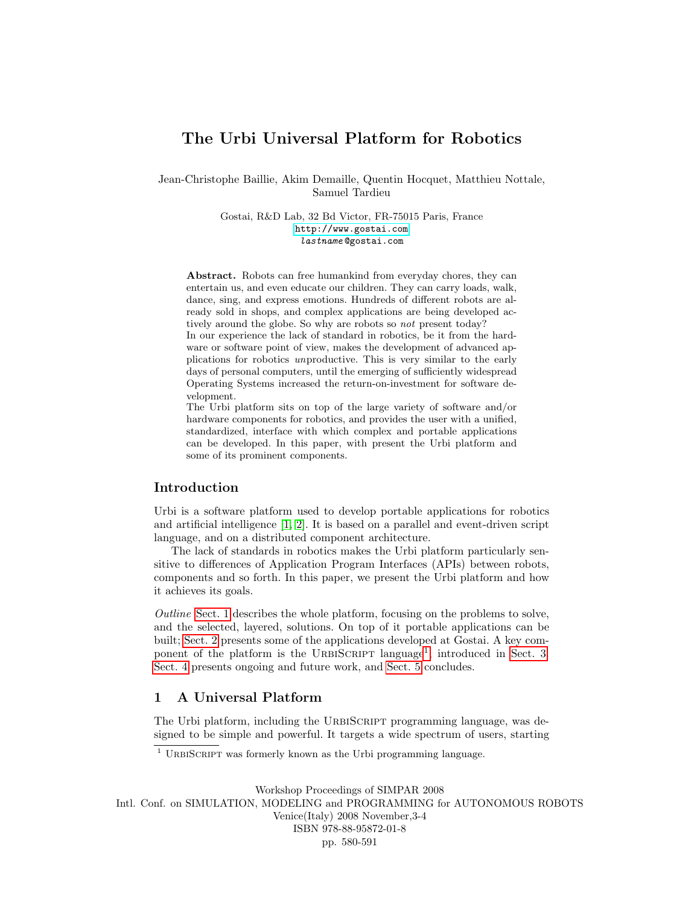# The Urbi Universal Platform for Robotics

Jean-Christophe Baillie, Akim Demaille, Quentin Hocquet, Matthieu Nottale, Samuel Tardieu

Gostai, R&D Lab, 32 Bd Victor, FR-75015 Paris, France
http://www.gostai.com
*lastname*@gostai.com

**Abstract.** Robots can free humankind from everyday chores, they can entertain us, and even educate our children. They can carry loads, walk, dance, sing, and express emotions. Hundreds of different robots are already sold in shops, and complex applications are being developed actively around the globe. So why are robots so *not* present today?
In our experience the lack of standard in robotics, be it from the hardware or software point of view, makes the development of advanced applications for robotics *un*productive. This is very similar to the early days of personal computers, until the emerging of sufficiently widespread Operating Systems increased the return-on-investment for software development.
The Urbi platform sits on top of the large variety of software and/or hardware components for robotics, and provides the user with a unified, standardized, interface with which complex and portable applications can be developed. In this paper, with present the Urbi platform and some of its prominent components.

## Introduction

Urbi is a software platform used to develop portable applications for robotics and artificial intelligence [1, 2]. It is based on a parallel and event-driven script language, and on a distributed component architecture.

The lack of standards in robotics makes the Urbi platform particularly sensitive to differences of Application Program Interfaces (APIs) between robots, components and so forth. In this paper, we present the Urbi platform and how it achieves its goals.

*Outline* Sect. 1 describes the whole platform, focusing on the problems to solve, and the selected, layered, solutions. On top of it portable applications can be built; Sect. 2 presents some of the applications developed at Gostai. A key component of the platform is the UrbiScript language[1], introduced in Sect. 3. Sect. 4 presents ongoing and future work, and Sect. 5 concludes.

## 1 A Universal Platform

The Urbi platform, including the UrbiScript programming language, was designed to be simple and powerful. It targets a wide spectrum of users, starting

[1] UrbiScript was formerly known as the Urbi programming language.

Workshop Proceedings of SIMPAR 2008
Intl. Conf. on SIMULATION, MODELING and PROGRAMMING for AUTONOMOUS ROBOTS
Venice(Italy) 2008 November,3-4
ISBN 978-88-95872-01-8
pp. 580-591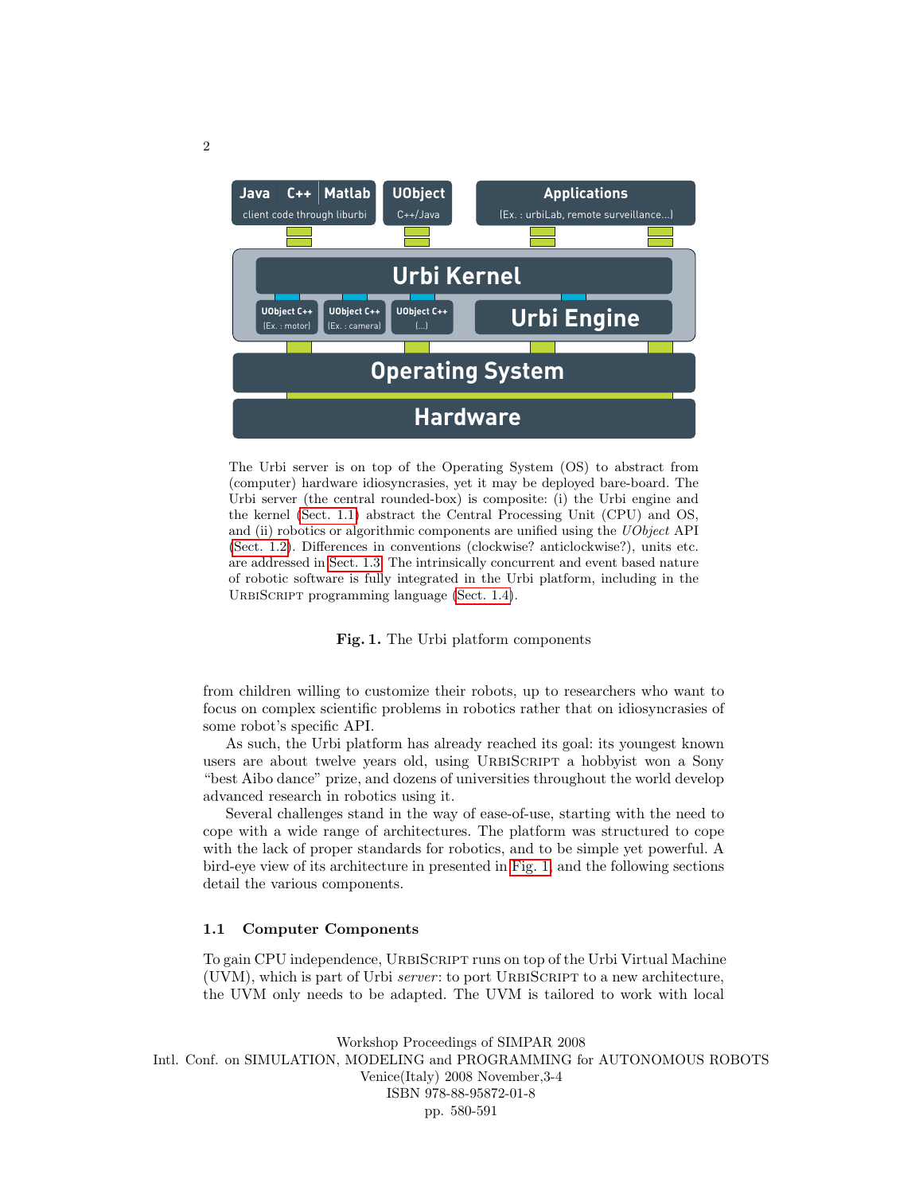The Urbi server is on top of the Operating System (OS) to abstract from (computer) hardware idiosyncrasies, yet it may be deployed bare-board. The Urbi server (the central rounded-box) is composite: (i) the Urbi engine and the kernel (Sect. 1.1) abstract the Central Processing Unit (CPU) and OS, and (ii) robotics or algorithmic components are unified using the *UObject* API (Sect. 1.2). Differences in conventions (clockwise? anticlockwise?), units etc. are addressed in Sect. 1.3. The intrinsically concurrent and event based nature of robotic software is fully integrated in the Urbi platform, including in the UrbiScript programming language (Sect. 1.4).

**Fig. 1.** The Urbi platform components

from children willing to customize their robots, up to researchers who want to focus on complex scientific problems in robotics rather that on idiosyncrasies of some robot's specific API.

As such, the Urbi platform has already reached its goal: its youngest known users are about twelve years old, using UrbiScript a hobbyist won a Sony "best Aibo dance" prize, and dozens of universities throughout the world develop advanced research in robotics using it.

Several challenges stand in the way of ease-of-use, starting with the need to cope with a wide range of architectures. The platform was structured to cope with the lack of proper standards for robotics, and to be simple yet powerful. A bird-eye view of its architecture in presented in Fig. 1, and the following sections detail the various components.

### 1.1 Computer Components

To gain CPU independence, UrbiScript runs on top of the Urbi Virtual Machine (UVM), which is part of Urbi *server*: to port UrbiScript to a new architecture, the UVM only needs to be adapted. The UVM is tailored to work with local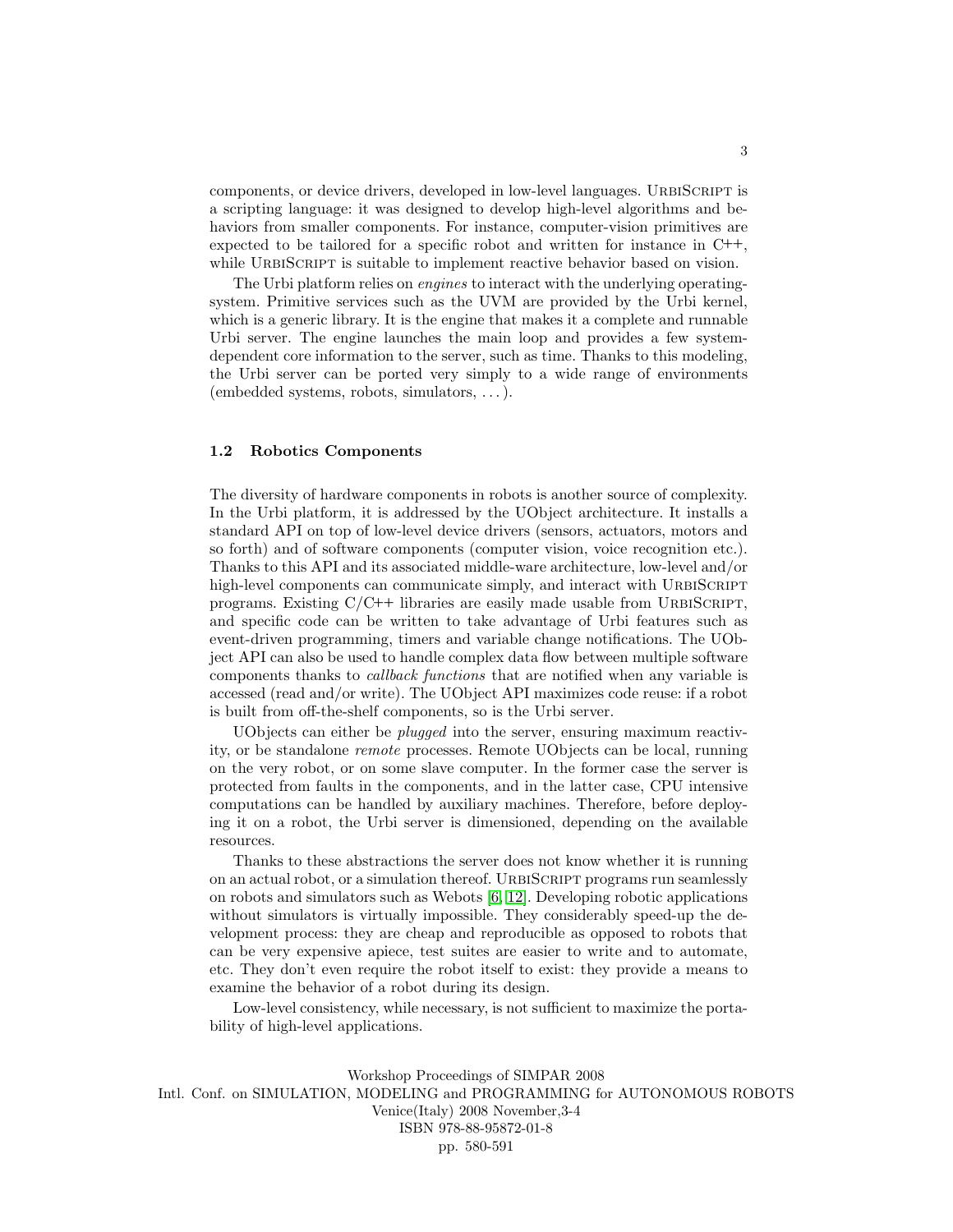components, or device drivers, developed in low-level languages. UrbiScript is a scripting language: it was designed to develop high-level algorithms and behaviors from smaller components. For instance, computer-vision primitives are expected to be tailored for a specific robot and written for instance in C++, while UrbiScript is suitable to implement reactive behavior based on vision.

The Urbi platform relies on *engines* to interact with the underlying operating-system. Primitive services such as the UVM are provided by the Urbi kernel, which is a generic library. It is the engine that makes it a complete and runnable Urbi server. The engine launches the main loop and provides a few system-dependent core information to the server, such as time. Thanks to this modeling, the Urbi server can be ported very simply to a wide range of environments (embedded systems, robots, simulators, . . . ).

### 1.2 Robotics Components

The diversity of hardware components in robots is another source of complexity. In the Urbi platform, it is addressed by the UObject architecture. It installs a standard API on top of low-level device drivers (sensors, actuators, motors and so forth) and of software components (computer vision, voice recognition etc.). Thanks to this API and its associated middle-ware architecture, low-level and/or high-level components can communicate simply, and interact with UrbiScript programs. Existing C/C++ libraries are easily made usable from UrbiScript, and specific code can be written to take advantage of Urbi features such as event-driven programming, timers and variable change notifications. The UObject API can also be used to handle complex data flow between multiple software components thanks to *callback functions* that are notified when any variable is accessed (read and/or write). The UObject API maximizes code reuse: if a robot is built from off-the-shelf components, so is the Urbi server.

UObjects can either be *plugged* into the server, ensuring maximum reactivity, or be standalone *remote* processes. Remote UObjects can be local, running on the very robot, or on some slave computer. In the former case the server is protected from faults in the components, and in the latter case, CPU intensive computations can be handled by auxiliary machines. Therefore, before deploying it on a robot, the Urbi server is dimensioned, depending on the available resources.

Thanks to these abstractions the server does not know whether it is running on an actual robot, or a simulation thereof. UrbiScript programs run seamlessly on robots and simulators such as Webots [6, 12]. Developing robotic applications without simulators is virtually impossible. They considerably speed-up the development process: they are cheap and reproducible as opposed to robots that can be very expensive apiece, test suites are easier to write and to automate, etc. They don't even require the robot itself to exist: they provide a means to examine the behavior of a robot during its design.

Low-level consistency, while necessary, is not sufficient to maximize the portability of high-level applications.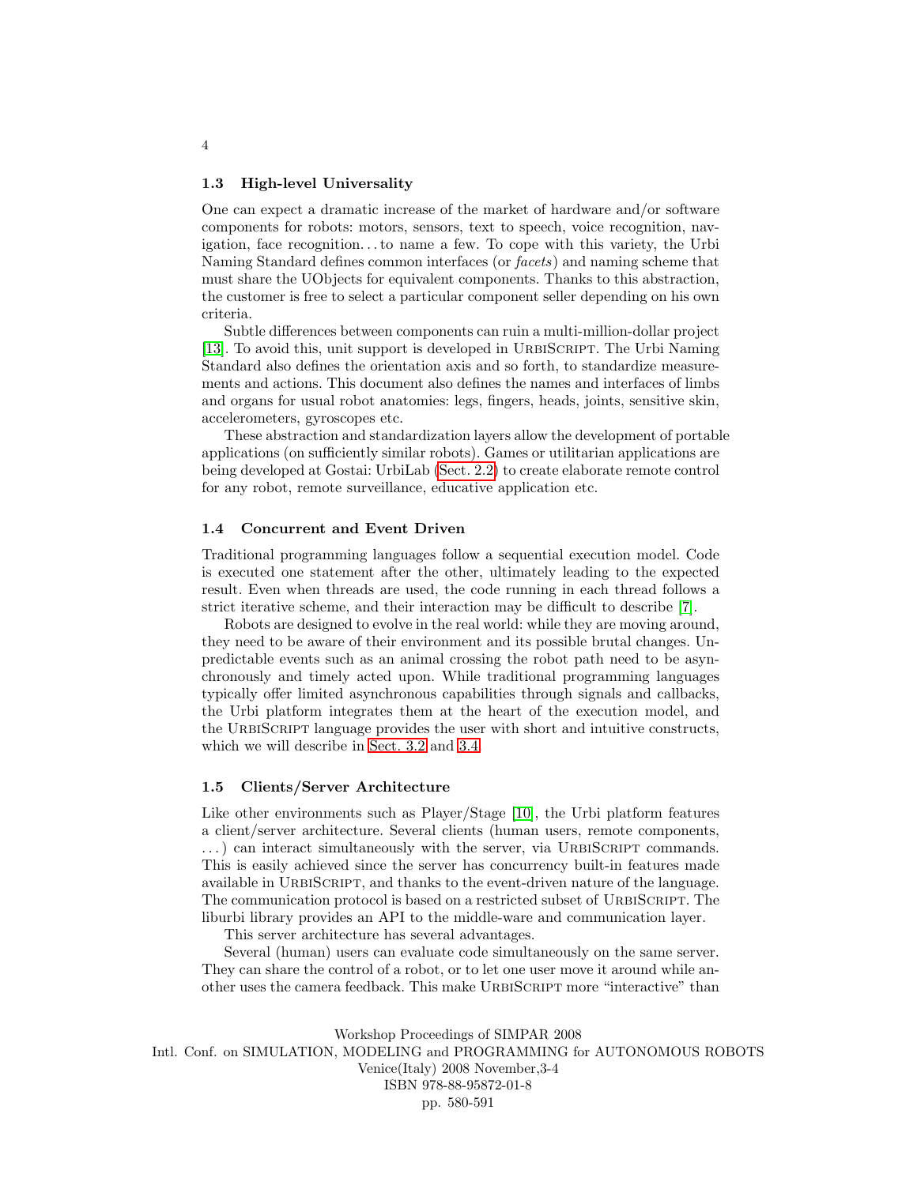### 1.3 High-level Universality

One can expect a dramatic increase of the market of hardware and/or software components for robots: motors, sensors, text to speech, voice recognition, navigation, face recognition. . . to name a few. To cope with this variety, the Urbi Naming Standard defines common interfaces (or *facets*) and naming scheme that must share the UObjects for equivalent components. Thanks to this abstraction, the customer is free to select a particular component seller depending on his own criteria.

Subtle differences between components can ruin a multi-million-dollar project [13]. To avoid this, unit support is developed in UrbiScript. The Urbi Naming Standard also defines the orientation axis and so forth, to standardize measurements and actions. This document also defines the names and interfaces of limbs and organs for usual robot anatomies: legs, fingers, heads, joints, sensitive skin, accelerometers, gyroscopes etc.

These abstraction and standardization layers allow the development of portable applications (on sufficiently similar robots). Games or utilitarian applications are being developed at Gostai: UrbiLab (Sect. 2.2) to create elaborate remote control for any robot, remote surveillance, educative application etc.

### 1.4 Concurrent and Event Driven

Traditional programming languages follow a sequential execution model. Code is executed one statement after the other, ultimately leading to the expected result. Even when threads are used, the code running in each thread follows a strict iterative scheme, and their interaction may be difficult to describe [7].

Robots are designed to evolve in the real world: while they are moving around, they need to be aware of their environment and its possible brutal changes. Unpredictable events such as an animal crossing the robot path need to be asynchronously and timely acted upon. While traditional programming languages typically offer limited asynchronous capabilities through signals and callbacks, the Urbi platform integrates them at the heart of the execution model, and the UrbiScript language provides the user with short and intuitive constructs, which we will describe in Sect. 3.2 and 3.4.

### 1.5 Clients/Server Architecture

Like other environments such as Player/Stage [10], the Urbi platform features a client/server architecture. Several clients (human users, remote components, . . . ) can interact simultaneously with the server, via UrbiScript commands. This is easily achieved since the server has concurrency built-in features made available in UrbiScript, and thanks to the event-driven nature of the language. The communication protocol is based on a restricted subset of UrbiScript. The liburbi library provides an API to the middle-ware and communication layer.

This server architecture has several advantages.

Several (human) users can evaluate code simultaneously on the same server. They can share the control of a robot, or to let one user move it around while another uses the camera feedback. This make UrbiScript more "interactive" than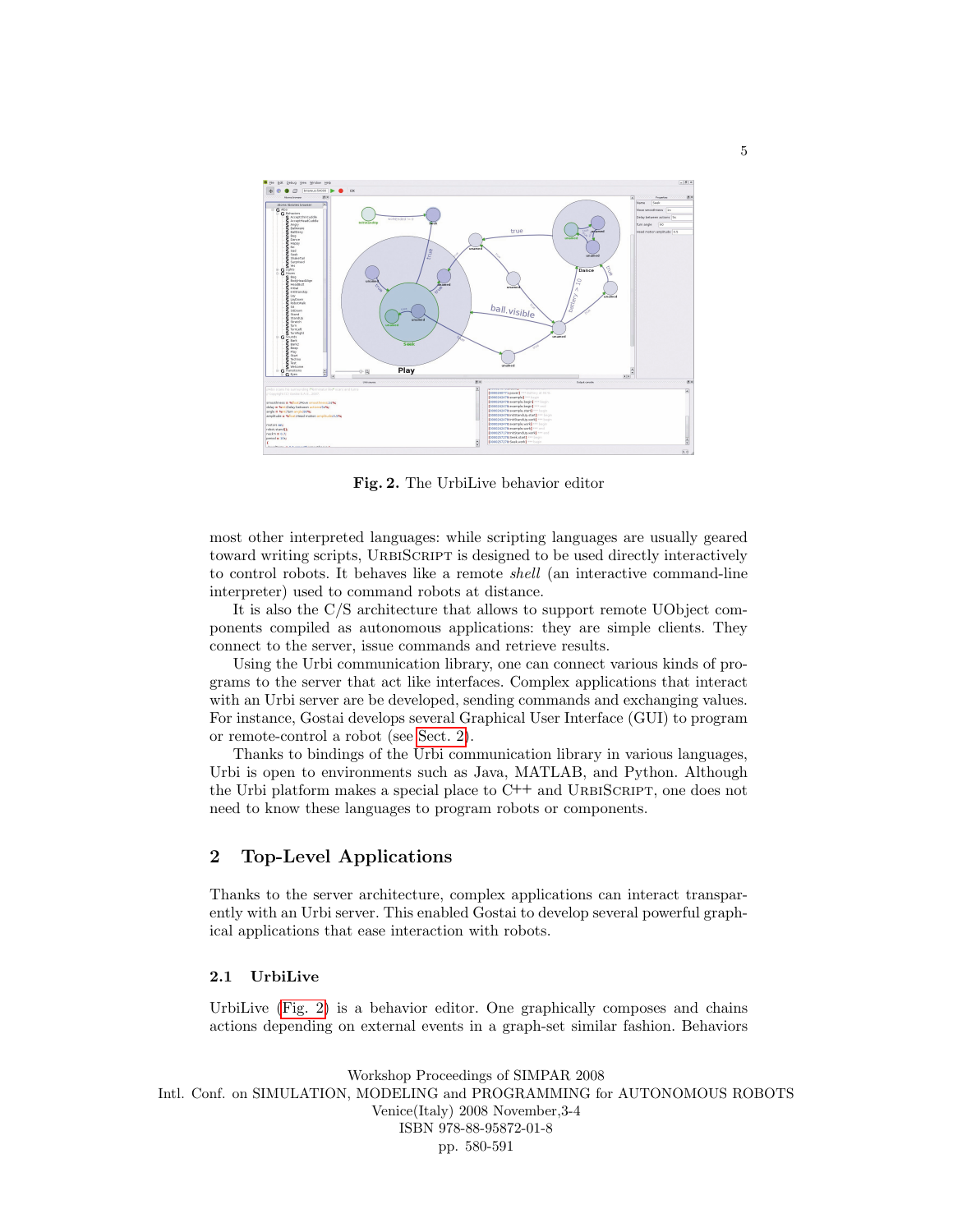**Fig. 2.** The UrbiLive behavior editor

most other interpreted languages: while scripting languages are usually geared toward writing scripts, URBISCRIPT is designed to be used directly interactively to control robots. It behaves like a remote *shell* (an interactive command-line interpreter) used to command robots at distance.

It is also the C/S architecture that allows to support remote UObject components compiled as autonomous applications: they are simple clients. They connect to the server, issue commands and retrieve results.

Using the Urbi communication library, one can connect various kinds of programs to the server that act like interfaces. Complex applications that interact with an Urbi server are be developed, sending commands and exchanging values. For instance, Gostai develops several Graphical User Interface (GUI) to program or remote-control a robot (see Sect. 2).

Thanks to bindings of the Urbi communication library in various languages, Urbi is open to environments such as Java, MATLAB, and Python. Although the Urbi platform makes a special place to C++ and URBISCRIPT, one does not need to know these languages to program robots or components.

## 2 Top-Level Applications

Thanks to the server architecture, complex applications can interact transparently with an Urbi server. This enabled Gostai to develop several powerful graphical applications that ease interaction with robots.

### 2.1 UrbiLive

UrbiLive (Fig. 2) is a behavior editor. One graphically composes and chains actions depending on external events in a graph-set similar fashion. Behaviors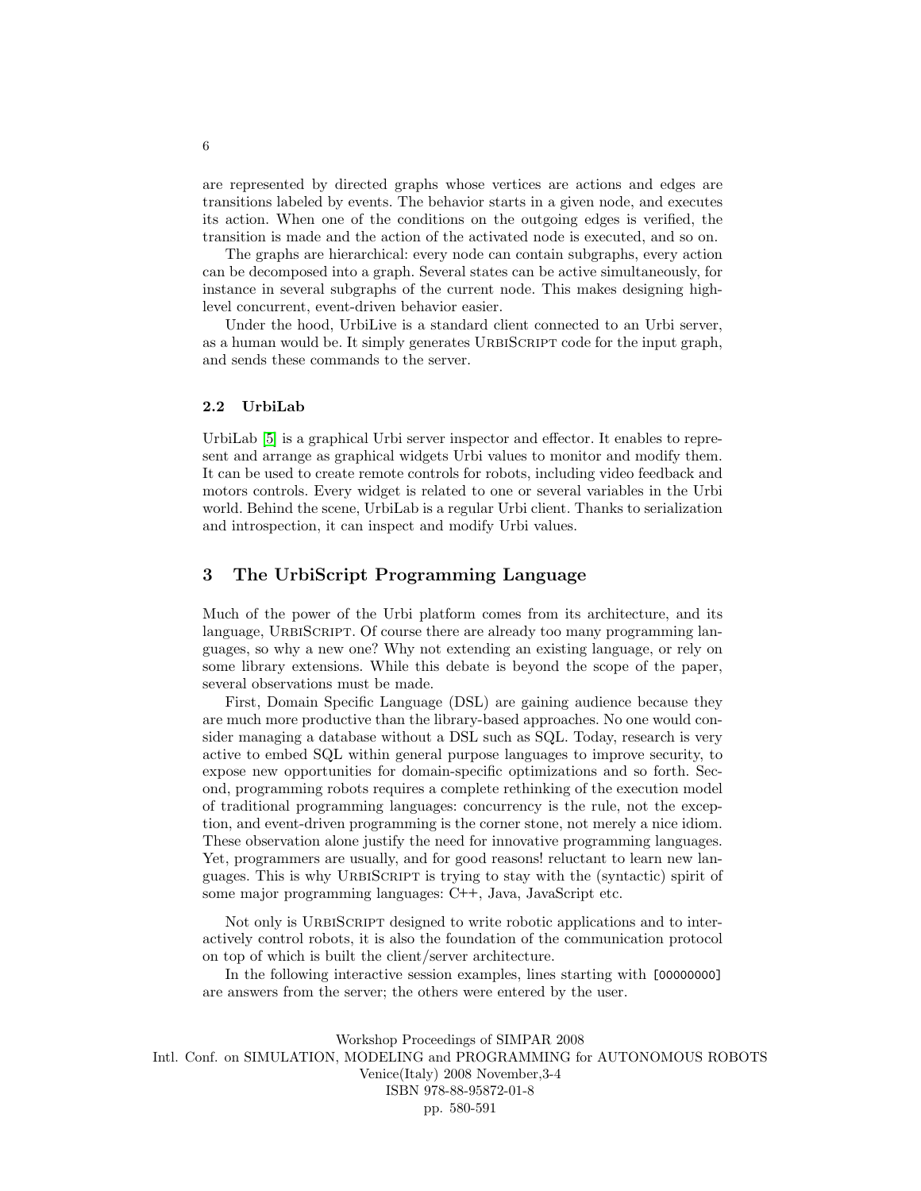are represented by directed graphs whose vertices are actions and edges are transitions labeled by events. The behavior starts in a given node, and executes its action. When one of the conditions on the outgoing edges is verified, the transition is made and the action of the activated node is executed, and so on.

The graphs are hierarchical: every node can contain subgraphs, every action can be decomposed into a graph. Several states can be active simultaneously, for instance in several subgraphs of the current node. This makes designing high-level concurrent, event-driven behavior easier.

Under the hood, UrbiLive is a standard client connected to an Urbi server, as a human would be. It simply generates UrbiScript code for the input graph, and sends these commands to the server.

### 2.2 UrbiLab

UrbiLab [5] is a graphical Urbi server inspector and effector. It enables to represent and arrange as graphical widgets Urbi values to monitor and modify them. It can be used to create remote controls for robots, including video feedback and motors controls. Every widget is related to one or several variables in the Urbi world. Behind the scene, UrbiLab is a regular Urbi client. Thanks to serialization and introspection, it can inspect and modify Urbi values.

## 3 The UrbiScript Programming Language

Much of the power of the Urbi platform comes from its architecture, and its language, UrbiScript. Of course there are already too many programming languages, so why a new one? Why not extending an existing language, or rely on some library extensions. While this debate is beyond the scope of the paper, several observations must be made.

First, Domain Specific Language (DSL) are gaining audience because they are much more productive than the library-based approaches. No one would consider managing a database without a DSL such as SQL. Today, research is very active to embed SQL within general purpose languages to improve security, to expose new opportunities for domain-specific optimizations and so forth. Second, programming robots requires a complete rethinking of the execution model of traditional programming languages: concurrency is the rule, not the exception, and event-driven programming is the corner stone, not merely a nice idiom. These observation alone justify the need for innovative programming languages. Yet, programmers are usually, and for good reasons! reluctant to learn new languages. This is why UrbiScript is trying to stay with the (syntactic) spirit of some major programming languages: C++, Java, JavaScript etc.

Not only is UrbiScript designed to write robotic applications and to interactively control robots, it is also the foundation of the communication protocol on top of which is built the client/server architecture.

In the following interactive session examples, lines starting with `[00000000]` are answers from the server; the others were entered by the user.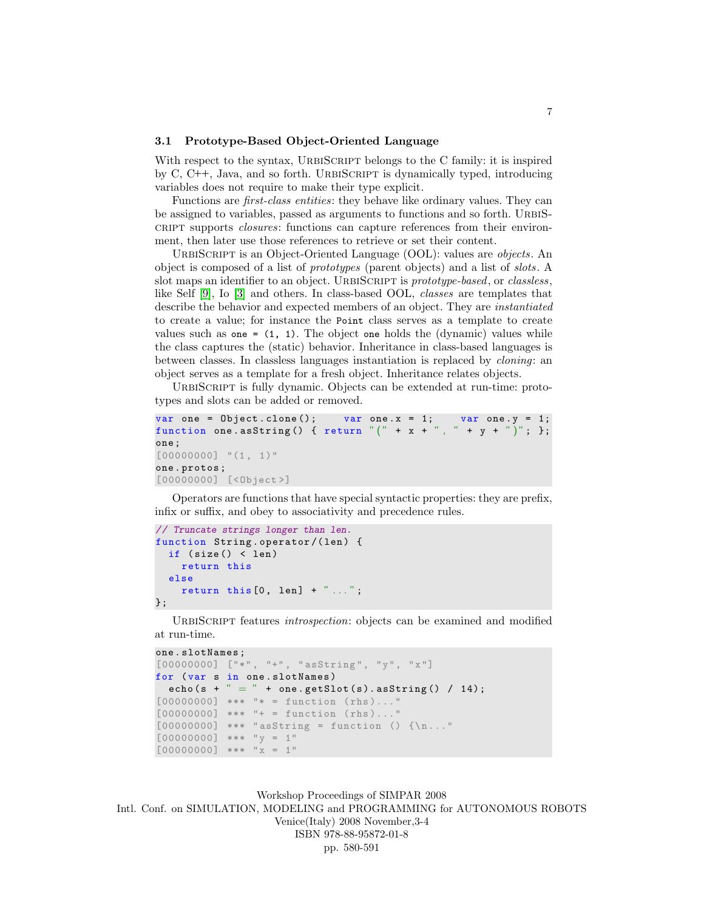### 3.1 Prototype-Based Object-Oriented Language

With respect to the syntax, URBISCRIPT belongs to the C family: it is inspired by C, C++, Java, and so forth. URBISCRIPT is dynamically typed, introducing variables does not require to make their type explicit.

Functions are *first-class entities*: they behave like ordinary values. They can be assigned to variables, passed as arguments to functions and so forth. URBISCRIPT supports *closures*: functions can capture references from their environment, then later use those references to retrieve or set their content.

URBISCRIPT is an Object-Oriented Language (OOL): values are *objects*. An object is composed of a list of *prototypes* (parent objects) and a list of *slots*. A slot maps an identifier to an object. URBISCRIPT is *prototype-based*, or *classless*, like Self [9], Io [3] and others. In class-based OOL, *classes* are templates that describe the behavior and expected members of an object. They are *instantiated* to create a value; for instance the `Point` class serves as a template to create values such as `one = (1, 1)`. The object `one` holds the (dynamic) values while the class captures the (static) behavior. Inheritance in class-based languages is between classes. In classless languages instantiation is replaced by *cloning*: an object serves as a template for a fresh object. Inheritance relates objects.

URBISCRIPT is fully dynamic. Objects can be extended at run-time: prototypes and slots can be added or removed.

```
var one = Object.clone();    var one.x = 1;    var one.y = 1;
function one.asString() { return "(" + x + ", " + y + ")"; };
one;
[00000000] "(1, 1)"
one.protos;
[00000000] [<Object>]
```

Operators are functions that have special syntactic properties: they are prefix, infix or suffix, and obey to associativity and precedence rules.

```
// Truncate strings longer than len.
function String.operator/(len) {
  if (size() < len)
    return this
  else
    return this[0, len] + "...";
};
```

URBISCRIPT features *introspection*: objects can be examined and modified at run-time.

```
one.slotNames;
[00000000] ["*", "+", "asString", "y", "x"]
for (var s in one.slotNames)
  echo(s + " = " + one.getSlot(s).asString() / 14);
[00000000] *** "* = function (rhs)..."
[00000000] *** "+ = function (rhs)..."
[00000000] *** "asString = function () {\n..."
[00000000] *** "y = 1"
[00000000] *** "x = 1"
```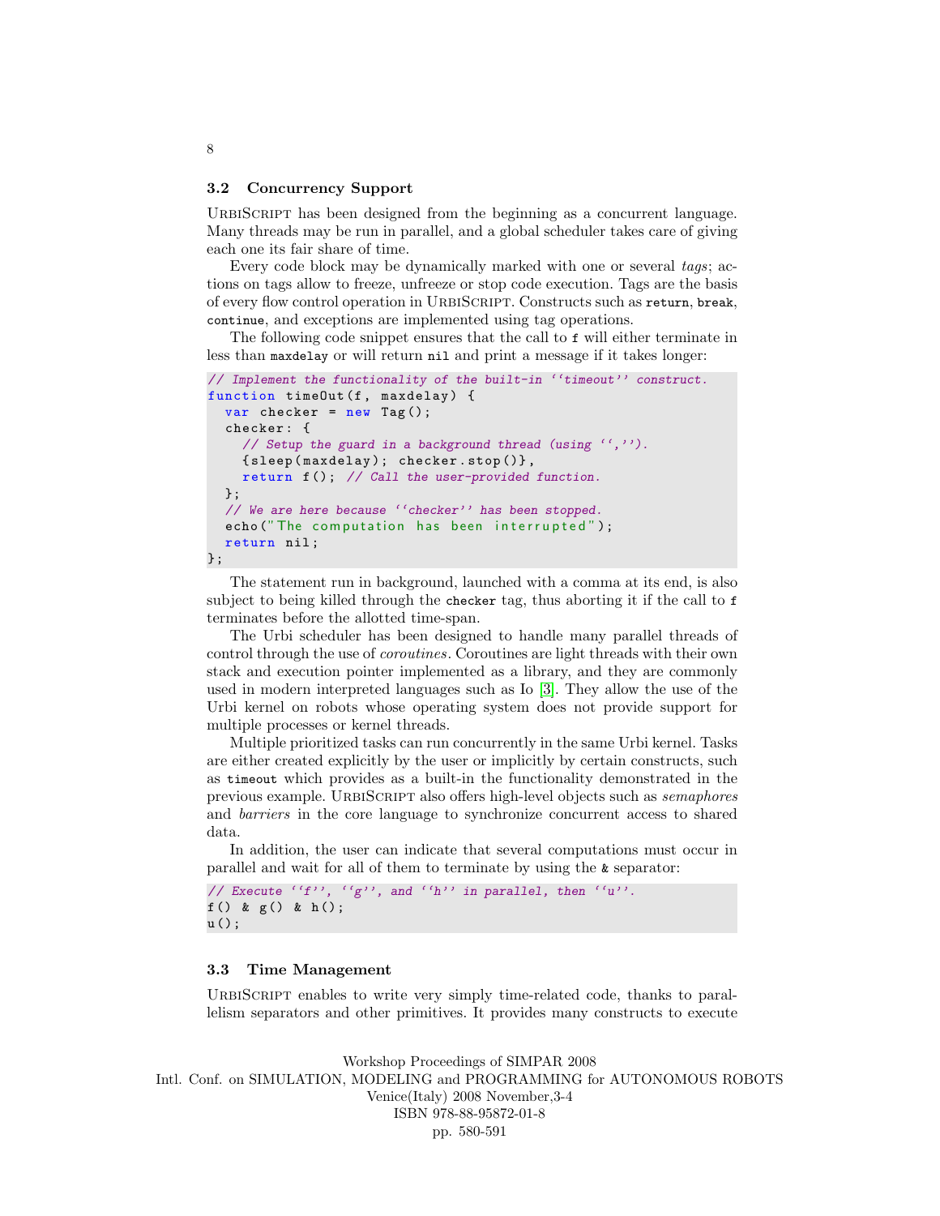### 3.2 Concurrency Support

UrbiScript has been designed from the beginning as a concurrent language. Many threads may be run in parallel, and a global scheduler takes care of giving each one its fair share of time.

Every code block may be dynamically marked with one or several *tags*; actions on tags allow to freeze, unfreeze or stop code execution. Tags are the basis of every flow control operation in UrbiScript. Constructs such as `return`, `break`, `continue`, and exceptions are implemented using tag operations.

The following code snippet ensures that the call to `f` will either terminate in less than `maxdelay` or will return `nil` and print a message if it takes longer:

```
// Implement the functionality of the built-in ''timeout'' construct.
function timeOut(f, maxdelay) {
  var checker = new Tag();
  checker: {
    // Setup the guard in a background thread (using '','').
    {sleep(maxdelay); checker.stop()},
    return f(); // Call the user-provided function.
  };
  // We are here because ''checker'' has been stopped.
  echo("The computation has been interrupted");
  return nil;
};
```

The statement run in background, launched with a comma at its end, is also subject to being killed through the `checker` tag, thus aborting it if the call to `f` terminates before the allotted time-span.

The Urbi scheduler has been designed to handle many parallel threads of control through the use of *coroutines*. Coroutines are light threads with their own stack and execution pointer implemented as a library, and they are commonly used in modern interpreted languages such as Io [3]. They allow the use of the Urbi kernel on robots whose operating system does not provide support for multiple processes or kernel threads.

Multiple prioritized tasks can run concurrently in the same Urbi kernel. Tasks are either created explicitly by the user or implicitly by certain constructs, such as `timeout` which provides as a built-in the functionality demonstrated in the previous example. UrbiScript also offers high-level objects such as *semaphores* and *barriers* in the core language to synchronize concurrent access to shared data.

In addition, the user can indicate that several computations must occur in parallel and wait for all of them to terminate by using the `&` separator:

```
// Execute ''f'', ''g'', and ''h'' in parallel, then ''u''.
f() & g() & h();
u();
```

### 3.3 Time Management

UrbiScript enables to write very simply time-related code, thanks to parallelism separators and other primitives. It provides many constructs to execute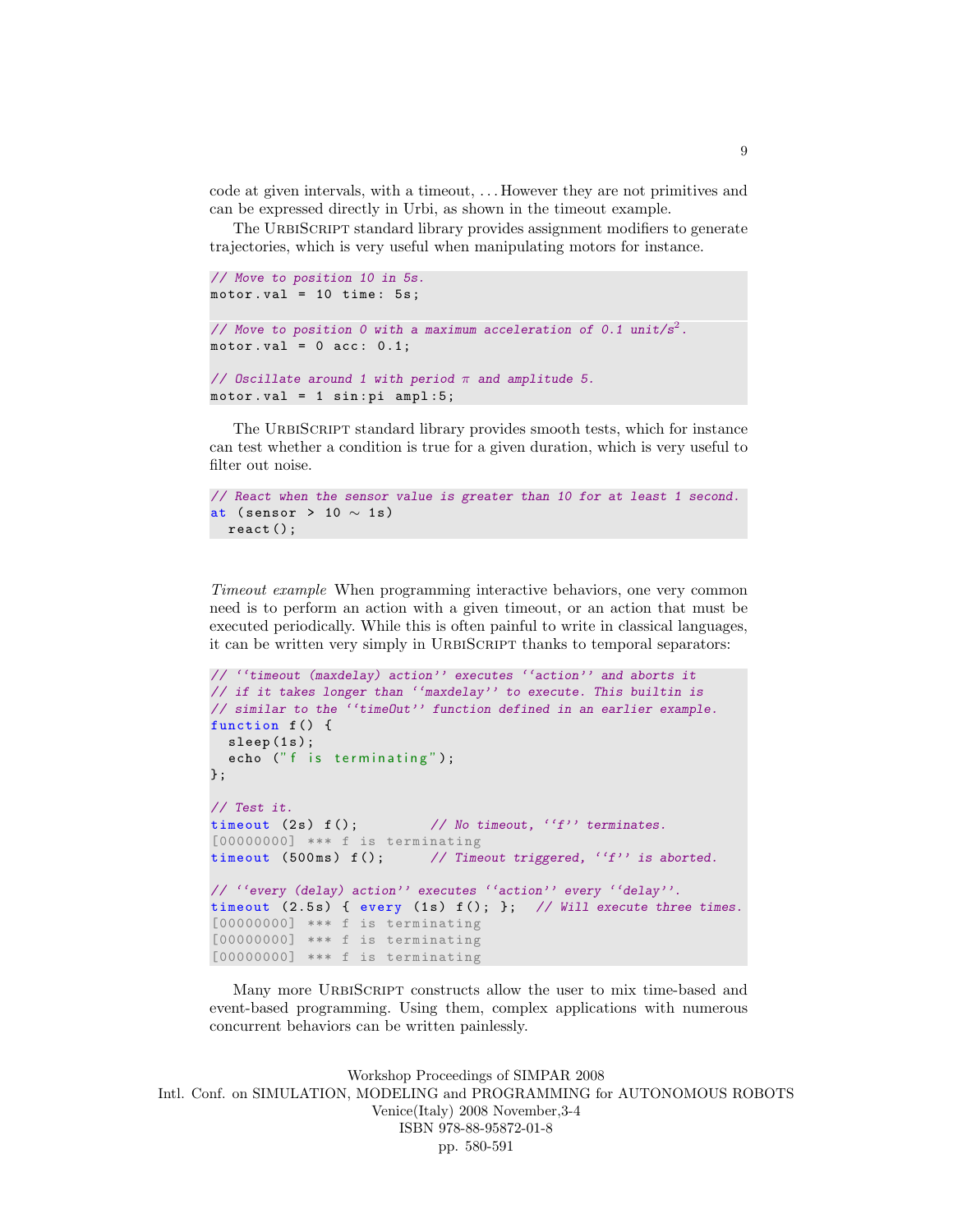code at given intervals, with a timeout, . . . However they are not primitives and can be expressed directly in Urbi, as shown in the timeout example.

The UrbiScript standard library provides assignment modifiers to generate trajectories, which is very useful when manipulating motors for instance.

```
// Move to position 10 in 5s.
motor.val = 10 time: 5s;

// Move to position 0 with a maximum acceleration of 0.1 unit/s².
motor.val = 0 acc: 0.1;

// Oscillate around 1 with period π and amplitude 5.
motor.val = 1 sin:pi ampl:5;
```

The UrbiScript standard library provides smooth tests, which for instance can test whether a condition is true for a given duration, which is very useful to filter out noise.

```
// React when the sensor value is greater than 10 for at least 1 second.
at (sensor > 10 ~ 1s)
  react();
```

*Timeout example* When programming interactive behaviors, one very common need is to perform an action with a given timeout, or an action that must be executed periodically. While this is often painful to write in classical languages, it can be written very simply in UrbiScript thanks to temporal separators:

```
// ‘‘timeout (maxdelay) action’’ executes ‘‘action’’ and aborts it
// if it takes longer than ‘‘maxdelay’’ to execute. This builtin is
// similar to the ‘‘timeOut’’ function defined in an earlier example.
function f() {
  sleep(1s);
  echo ("f is terminating");
};

// Test it.
timeout (2s) f();         // No timeout, ‘‘f’’ terminates.
[00000000] *** f is terminating
timeout (500ms) f();      // Timeout triggered, ‘‘f’’ is aborted.

// ‘‘every (delay) action’’ executes ‘‘action’’ every ‘‘delay’’.
timeout (2.5s) { every (1s) f(); };  // Will execute three times.
[00000000] *** f is terminating
[00000000] *** f is terminating
[00000000] *** f is terminating
```

Many more UrbiScript constructs allow the user to mix time-based and event-based programming. Using them, complex applications with numerous concurrent behaviors can be written painlessly.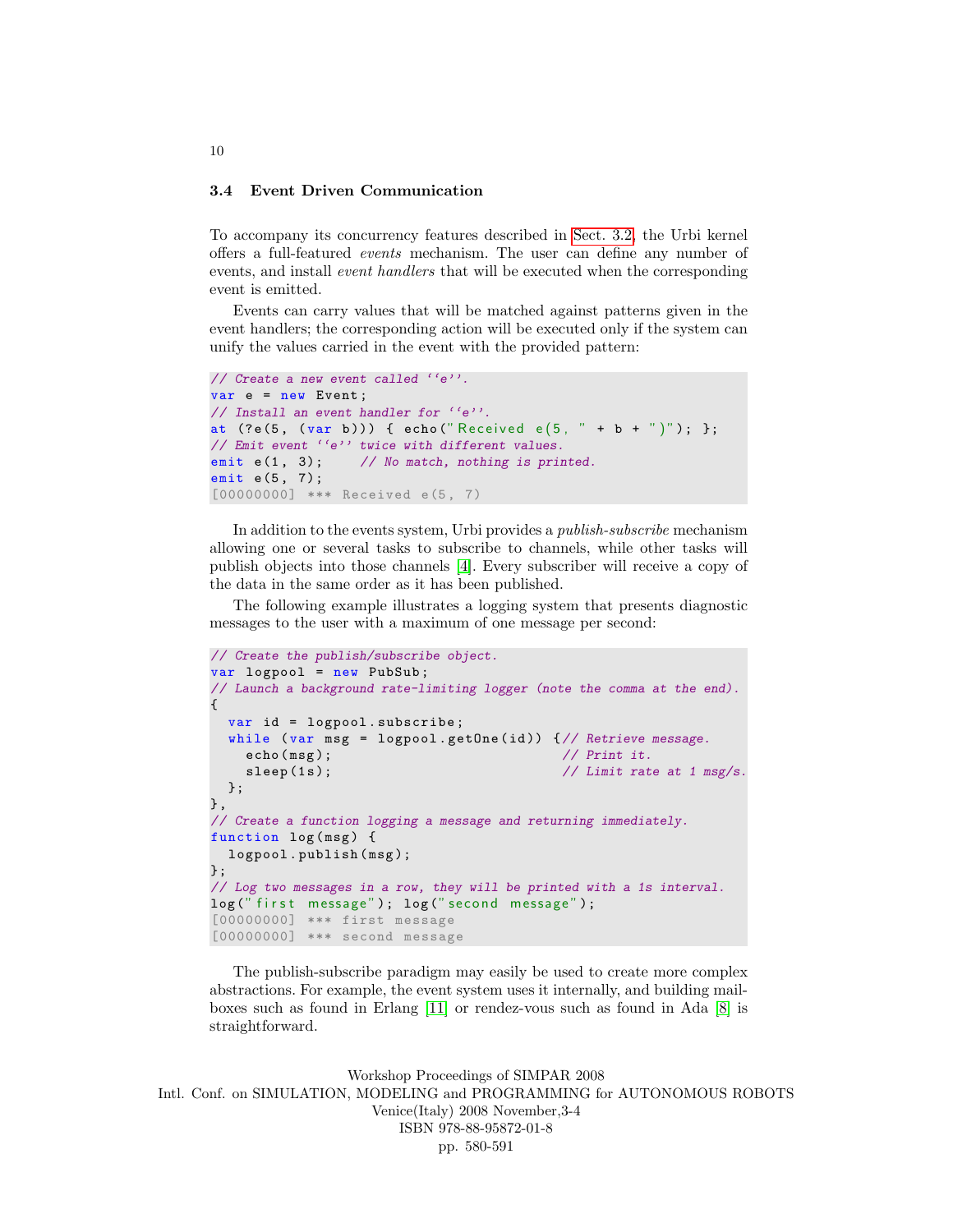### 3.4 Event Driven Communication

To accompany its concurrency features described in Sect. 3.2, the Urbi kernel offers a full-featured *events* mechanism. The user can define any number of events, and install *event handlers* that will be executed when the corresponding event is emitted.

Events can carry values that will be matched against patterns given in the event handlers; the corresponding action will be executed only if the system can unify the values carried in the event with the provided pattern:

```
// Create a new event called ``e''.
var e = new Event;
// Install an event handler for ``e''.
at (?e(5, (var b))) { echo("Received e(5, " + b + ")"); };
// Emit event ``e'' twice with different values.
emit e(1, 3);    // No match, nothing is printed.
emit e(5, 7);
[00000000] *** Received e(5, 7)
```

In addition to the events system, Urbi provides a *publish-subscribe* mechanism allowing one or several tasks to subscribe to channels, while other tasks will publish objects into those channels [4]. Every subscriber will receive a copy of the data in the same order as it has been published.

The following example illustrates a logging system that presents diagnostic messages to the user with a maximum of one message per second:

```
// Create the publish/subscribe object.
var logpool = new PubSub;
// Launch a background rate-limiting logger (note the comma at the end).
{
  var id = logpool.subscribe;
  while (var msg = logpool.getOne(id)) {// Retrieve message.
    echo(msg);                           // Print it.
    sleep(1s);                           // Limit rate at 1 msg/s.
  };
},
// Create a function logging a message and returning immediately.
function log(msg) {
  logpool.publish(msg);
};
// Log two messages in a row, they will be printed with a 1s interval.
log("first message"); log("second message");
[00000000] *** first message
[00000000] *** second message
```

The publish-subscribe paradigm may easily be used to create more complex abstractions. For example, the event system uses it internally, and building mailboxes such as found in Erlang [11] or rendez-vous such as found in Ada [8] is straightforward.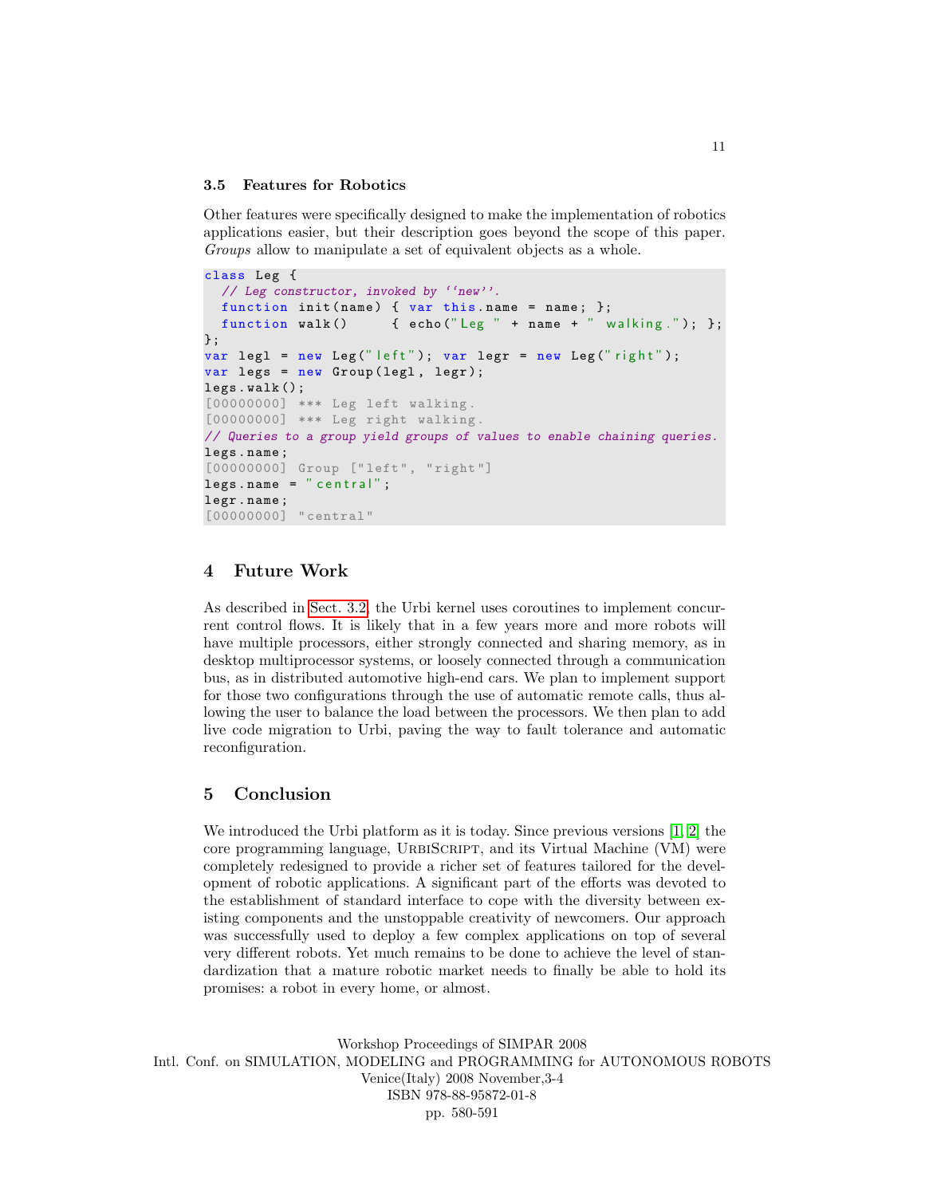### 3.5 Features for Robotics

Other features were specifically designed to make the implementation of robotics applications easier, but their description goes beyond the scope of this paper. *Groups* allow to manipulate a set of equivalent objects as a whole.

```
class Leg {
  // Leg constructor, invoked by ‘‘new’’.
  function init(name) { var this.name = name; };
  function walk()     { echo("Leg " + name + " walking."); };
};
var legl = new Leg("left"); var legr = new Leg("right");
var legs = new Group(legl, legr);
legs.walk();
[00000000] *** Leg left walking.
[00000000] *** Leg right walking.
// Queries to a group yield groups of values to enable chaining queries.
legs.name;
[00000000] Group ["left", "right"]
legs.name = "central";
legr.name;
[00000000] "central"
```

## 4 Future Work

As described in Sect. 3.2, the Urbi kernel uses coroutines to implement concurrent control flows. It is likely that in a few years more and more robots will have multiple processors, either strongly connected and sharing memory, as in desktop multiprocessor systems, or loosely connected through a communication bus, as in distributed automotive high-end cars. We plan to implement support for those two configurations through the use of automatic remote calls, thus allowing the user to balance the load between the processors. We then plan to add live code migration to Urbi, paving the way to fault tolerance and automatic reconfiguration.

## 5 Conclusion

We introduced the Urbi platform as it is today. Since previous versions [1, 2] the core programming language, UrbiScript, and its Virtual Machine (VM) were completely redesigned to provide a richer set of features tailored for the development of robotic applications. A significant part of the efforts was devoted to the establishment of standard interface to cope with the diversity between existing components and the unstoppable creativity of newcomers. Our approach was successfully used to deploy a few complex applications on top of several very different robots. Yet much remains to be done to achieve the level of standardization that a mature robotic market needs to finally be able to hold its promises: a robot in every home, or almost.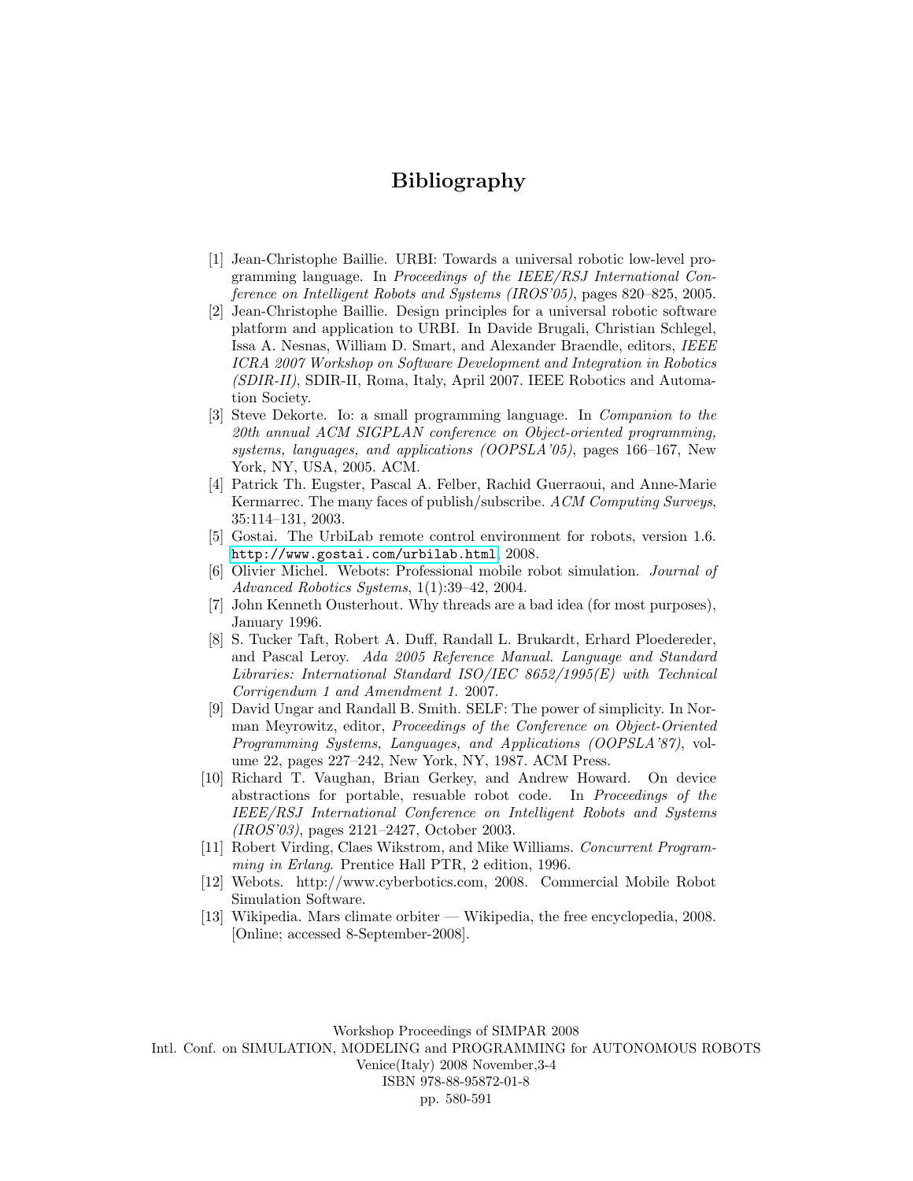# Bibliography

[1] Jean-Christophe Baillie. URBI: Towards a universal robotic low-level programming language. In *Proceedings of the IEEE/RSJ International Conference on Intelligent Robots and Systems (IROS'05)*, pages 820–825, 2005.

[2] Jean-Christophe Baillie. Design principles for a universal robotic software platform and application to URBI. In Davide Brugali, Christian Schlegel, Issa A. Nesnas, William D. Smart, and Alexander Braendle, editors, *IEEE ICRA 2007 Workshop on Software Development and Integration in Robotics (SDIR-II)*, SDIR-II, Roma, Italy, April 2007. IEEE Robotics and Automation Society.

[3] Steve Dekorte. Io: a small programming language. In *Companion to the 20th annual ACM SIGPLAN conference on Object-oriented programming, systems, languages, and applications (OOPSLA'05)*, pages 166–167, New York, NY, USA, 2005. ACM.

[4] Patrick Th. Eugster, Pascal A. Felber, Rachid Guerraoui, and Anne-Marie Kermarrec. The many faces of publish/subscribe. *ACM Computing Surveys*, 35:114–131, 2003.

[5] Gostai. The UrbiLab remote control environment for robots, version 1.6. http://www.gostai.com/urbilab.html, 2008.

[6] Olivier Michel. Webots: Professional mobile robot simulation. *Journal of Advanced Robotics Systems*, 1(1):39–42, 2004.

[7] John Kenneth Ousterhout. Why threads are a bad idea (for most purposes), January 1996.

[8] S. Tucker Taft, Robert A. Duff, Randall L. Brukardt, Erhard Ploedereder, and Pascal Leroy. *Ada 2005 Reference Manual. Language and Standard Libraries: International Standard ISO/IEC 8652/1995(E) with Technical Corrigendum 1 and Amendment 1*. 2007.

[9] David Ungar and Randall B. Smith. SELF: The power of simplicity. In Norman Meyrowitz, editor, *Proceedings of the Conference on Object-Oriented Programming Systems, Languages, and Applications (OOPSLA'87)*, volume 22, pages 227–242, New York, NY, 1987. ACM Press.

[10] Richard T. Vaughan, Brian Gerkey, and Andrew Howard. On device abstractions for portable, resuable robot code. In *Proceedings of the IEEE/RSJ International Conference on Intelligent Robots and Systems (IROS'03)*, pages 2121–2427, October 2003.

[11] Robert Virding, Claes Wikstrom, and Mike Williams. *Concurrent Programming in Erlang*. Prentice Hall PTR, 2 edition, 1996.

[12] Webots. http://www.cyberbotics.com, 2008. Commercial Mobile Robot Simulation Software.

[13] Wikipedia. Mars climate orbiter — Wikipedia, the free encyclopedia, 2008. [Online; accessed 8-September-2008].